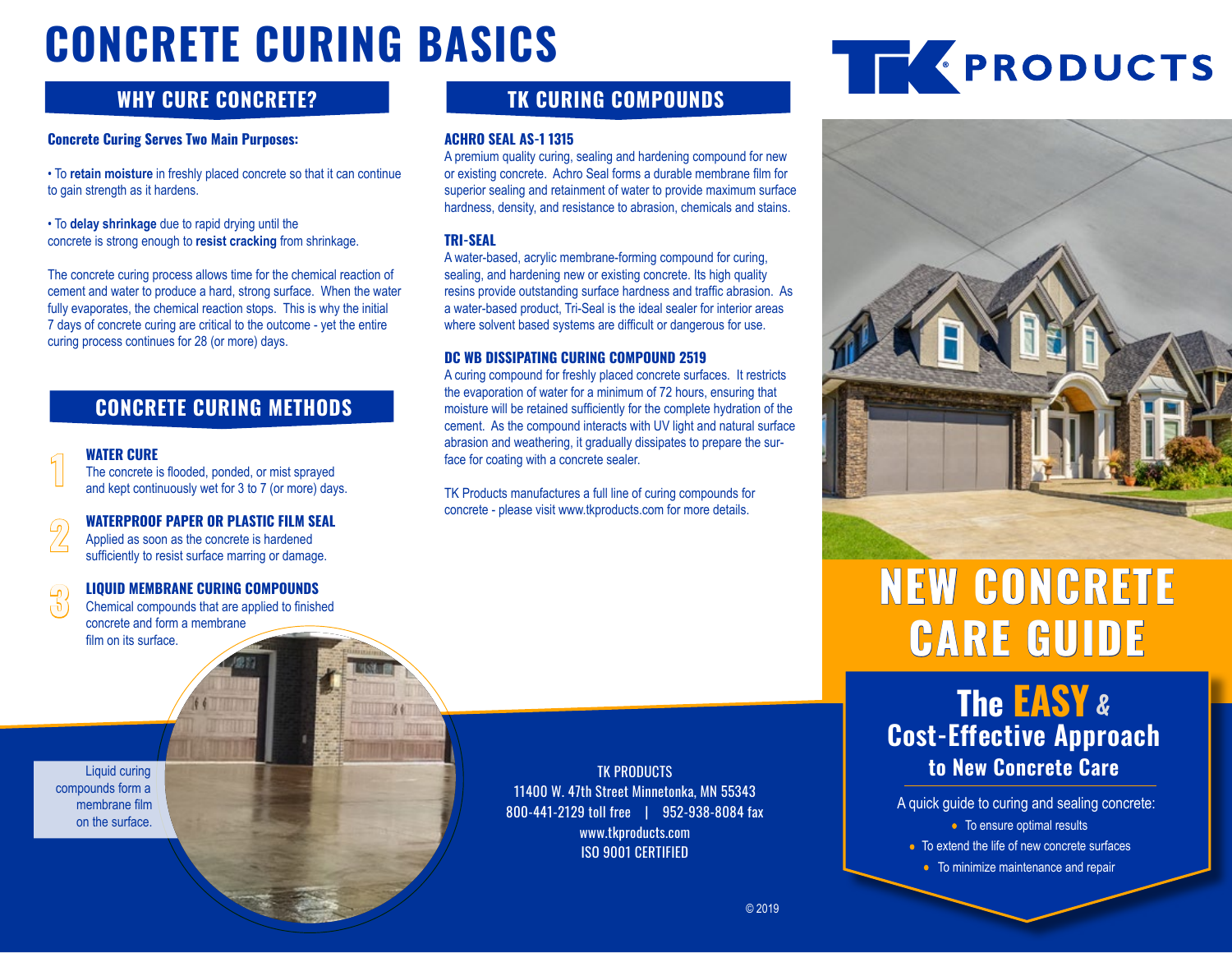# CONCRETE CURING BASICS

## WHY CURE CONCRETE?

**Concrete Curing Serves Two Main Purposes:**

• To **retain moisture** in freshly placed concrete so that it can continue to gain strength as it hardens.

• To **delay shrinkage** due to rapid drying until the concrete is strong enough to **resist cracking** from shrinkage.

The concrete curing process allows time for the chemical reaction of cement and water to produce a hard, strong surface. When the water fully evaporates, the chemical reaction stops. This is why the initial 7 days of concrete curing are critical to the outcome - yet the entire curing process continues for 28 (or more) days.

## CONCRETE CURING METHODS

1. **WATER CURE**
   The concrete is flooded, ponded, or mist sprayed and kept continuously wet for 3 to 7 (or more) days.

2. **WATERPROOF PAPER OR PLASTIC FILM SEAL**
   Applied as soon as the concrete is hardened sufficiently to resist surface marring or damage.

3. **LIQUID MEMBRANE CURING COMPOUNDS**
   Chemical compounds that are applied to finished concrete and form a membrane film on its surface.

Liquid curing compounds form a membrane film on the surface.

## TK CURING COMPOUNDS

**ACHRO SEAL AS-1 1315**
A premium quality curing, sealing and hardening compound for new or existing concrete. Achro Seal forms a durable membrane film for superior sealing and retainment of water to provide maximum surface hardness, density, and resistance to abrasion, chemicals and stains.

**TRI-SEAL**
A water-based, acrylic membrane-forming compound for curing, sealing, and hardening new or existing concrete. Its high quality resins provide outstanding surface hardness and traffic abrasion. As a water-based product, Tri-Seal is the ideal sealer for interior areas where solvent based systems are difficult or dangerous for use.

**DC WB DISSIPATING CURING COMPOUND 2519**
A curing compound for freshly placed concrete surfaces. It restricts the evaporation of water for a minimum of 72 hours, ensuring that moisture will be retained sufficiently for the complete hydration of the cement. As the compound interacts with UV light and natural surface abrasion and weathering, it gradually dissipates to prepare the surface for coating with a concrete sealer.

TK Products manufactures a full line of curing compounds for concrete - please visit www.tkproducts.com for more details.

TK PRODUCTS
11400 W. 47th Street Minnetonka, MN 55343
800-441-2129 toll free | 952-938-8084 fax
www.tkproducts.com
ISO 9001 CERTIFIED

© 2019

TK® PRODUCTS

# NEW CONCRETE CARE GUIDE

## The EASY & Cost-Effective Approach to New Concrete Care

A quick guide to curing and sealing concrete:

- To ensure optimal results
- To extend the life of new concrete surfaces
- To minimize maintenance and repair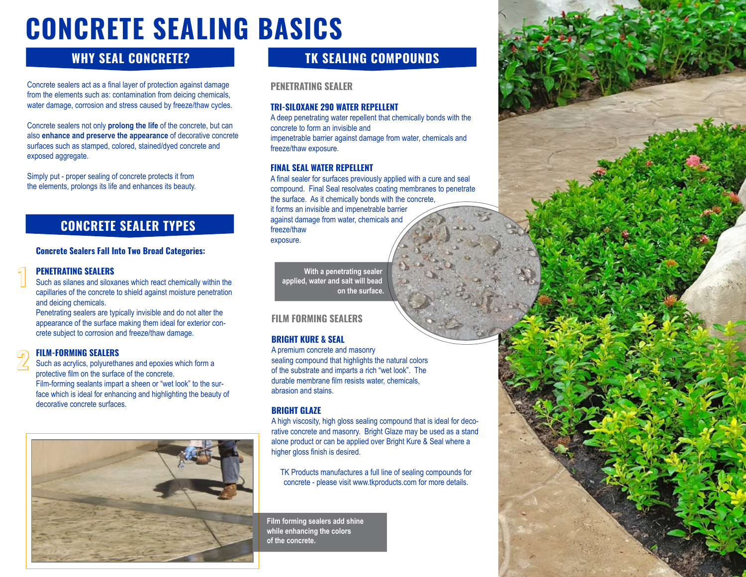# CONCRETE SEALING BASICS

## WHY SEAL CONCRETE?

Concrete sealers act as a final layer of protection against damage from the elements such as: contamination from deicing chemicals, water damage, corrosion and stress caused by freeze/thaw cycles.

Concrete sealers not only **prolong the life** of the concrete, but can also **enhance and preserve the appearance** of decorative concrete surfaces such as stamped, colored, stained/dyed concrete and exposed aggregate.

Simply put - proper sealing of concrete protects it from the elements, prolongs its life and enhances its beauty.

## CONCRETE SEALER TYPES

**Concrete Sealers Fall Into Two Broad Categories:**

1. **PENETRATING SEALERS**
   Such as silanes and siloxanes which react chemically within the capillaries of the concrete to shield against moisture penetration and deicing chemicals.
   Penetrating sealers are typically invisible and do not alter the appearance of the surface making them ideal for exterior concrete subject to corrosion and freeze/thaw damage.

2. **FILM-FORMING SEALERS**
   Such as acrylics, polyurethanes and epoxies which form a protective film on the surface of the concrete.
   Film-forming sealants impart a sheen or "wet look" to the surface which is ideal for enhancing and highlighting the beauty of decorative concrete surfaces.

Film forming sealers add shine while enhancing the colors of the concrete.

## TK SEALING COMPOUNDS

### PENETRATING SEALER

**TRI-SILOXANE 290 WATER REPELLENT**
A deep penetrating water repellent that chemically bonds with the concrete to form an invisible and impenetrable barrier against damage from water, chemicals and freeze/thaw exposure.

**FINAL SEAL WATER REPELLENT**
A final sealer for surfaces previously applied with a cure and seal compound. Final Seal resolvates coating membranes to penetrate the surface. As it chemically bonds with the concrete, it forms an invisible and impenetrable barrier against damage from water, chemicals and freeze/thaw exposure.

With a penetrating sealer applied, water and salt will bead on the surface.

### FILM FORMING SEALERS

**BRIGHT KURE & SEAL**
A premium concrete and masonry sealing compound that highlights the natural colors of the substrate and imparts a rich "wet look". The durable membrane film resists water, chemicals, abrasion and stains.

**BRIGHT GLAZE**
A high viscosity, high gloss sealing compound that is ideal for decorative concrete and masonry. Bright Glaze may be used as a stand alone product or can be applied over Bright Kure & Seal where a higher gloss finish is desired.

TK Products manufactures a full line of sealing compounds for concrete - please visit www.tkproducts.com for more details.